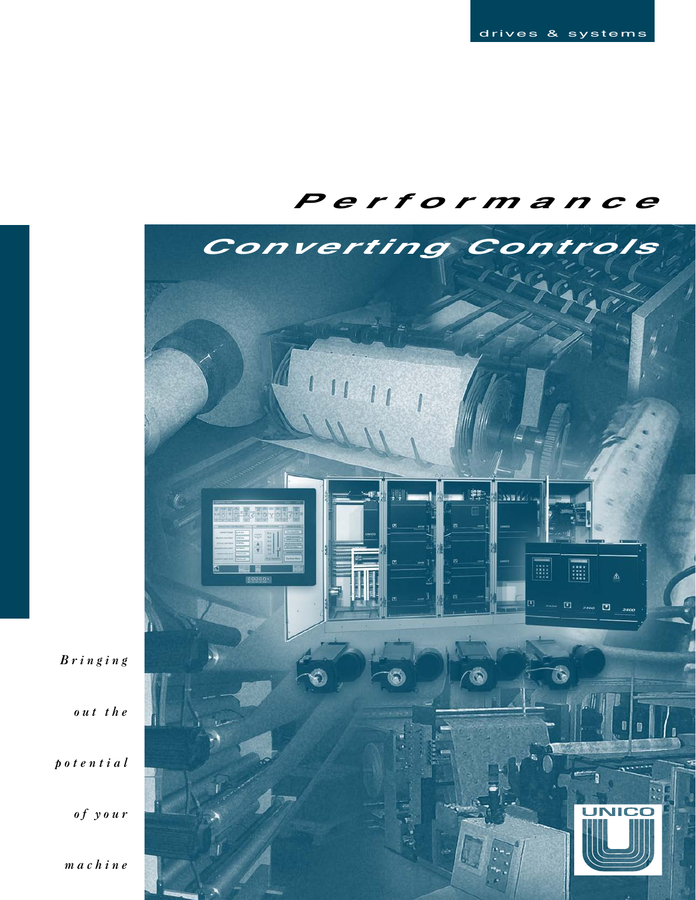drives & systems

# *Performance*

## *Converting Controls*

*Bringing out the potential of your machine*

UNICO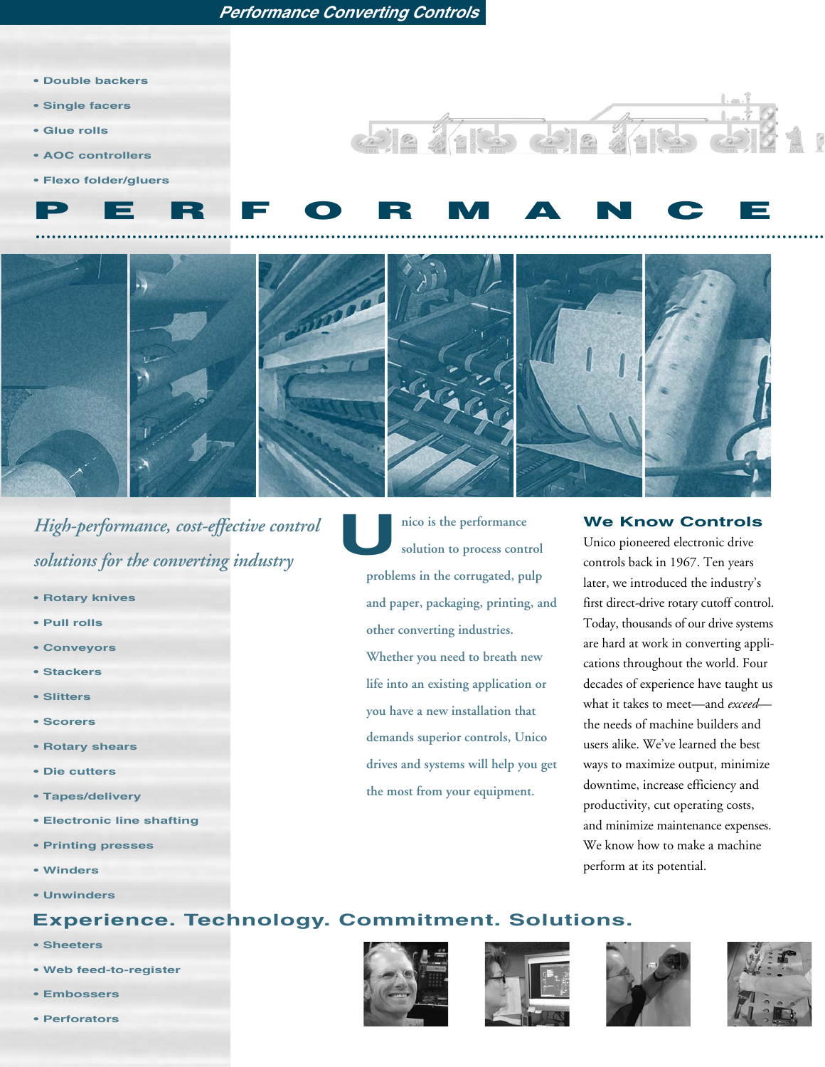Performance Converting Controls

- Double backers
- Single facers
- Glue rolls
- AOC controllers
- Flexo folder/gluers

# PERFORMANCE

*High-performance, cost-effective control solutions for the converting industry*

- Rotary knives
- Pull rolls
- Conveyors
- Stackers
- Slitters
- Scorers
- Rotary shears
- Die cutters
- Tapes/delivery
- Electronic line shafting
- Printing presses
- Winders
- Unwinders

Unico is the performance solution to process control problems in the corrugated, pulp and paper, packaging, printing, and other converting industries. Whether you need to breath new life into an existing application or you have a new installation that demands superior controls, Unico drives and systems will help you get the most from your equipment.

## We Know Controls

Unico pioneered electronic drive controls back in 1967. Ten years later, we introduced the industry's first direct-drive rotary cutoff control. Today, thousands of our drive systems are hard at work in converting applications throughout the world. Four decades of experience have taught us what it takes to meet—and *exceed*—the needs of machine builders and users alike. We've learned the best ways to maximize output, minimize downtime, increase efficiency and productivity, cut operating costs, and minimize maintenance expenses. We know how to make a machine perform at its potential.

## Experience. Technology. Commitment. Solutions.

- Sheeters
- Web feed-to-register
- Embossers
- Perforators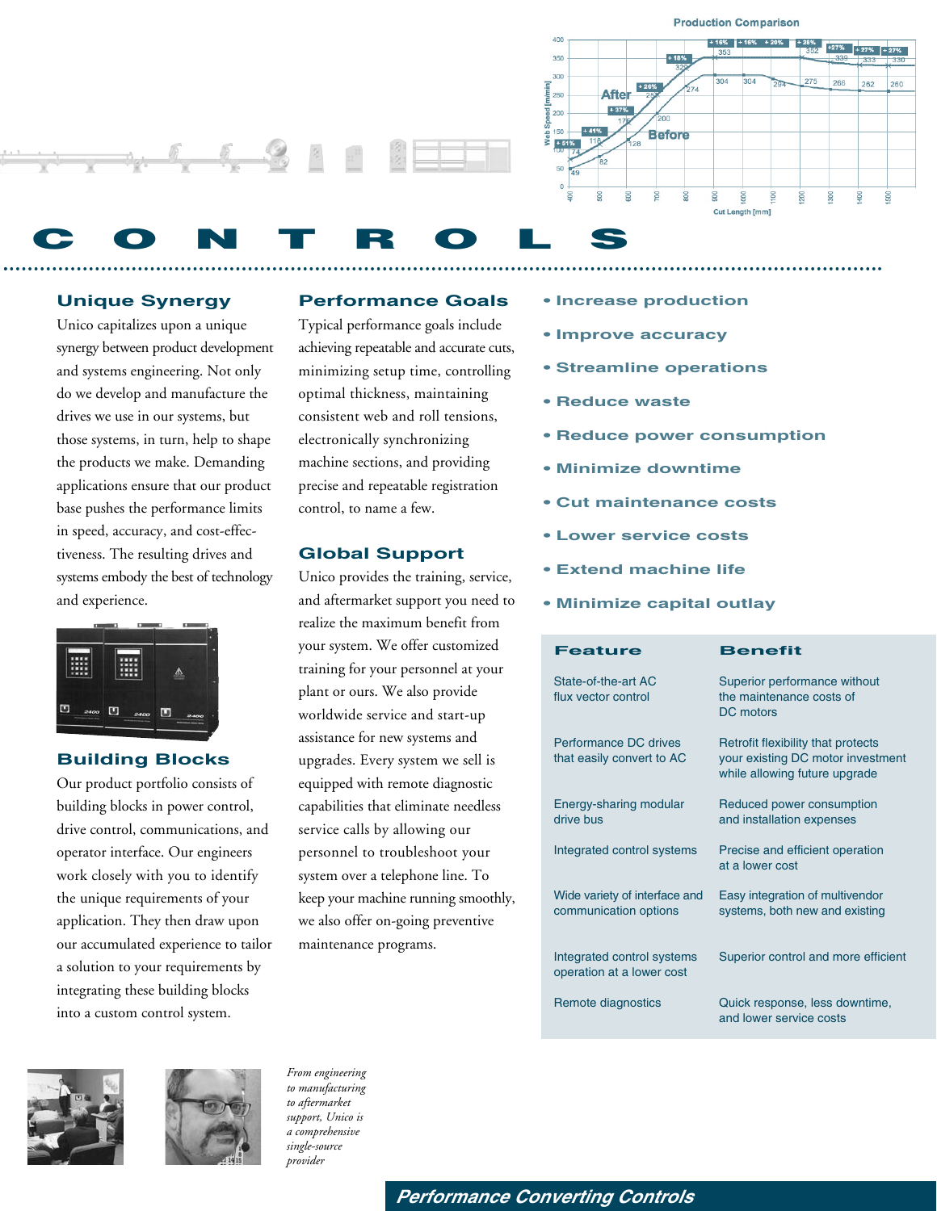# CONTROLS

## Unique Synergy

Unico capitalizes upon a unique synergy between product development and systems engineering. Not only do we develop and manufacture the drives we use in our systems, but those systems, in turn, help to shape the products we make. Demanding applications ensure that our product base pushes the performance limits in speed, accuracy, and cost-effectiveness. The resulting drives and systems embody the best of technology and experience.

## Building Blocks

Our product portfolio consists of building blocks in power control, drive control, communications, and operator interface. Our engineers work closely with you to identify the unique requirements of your application. They then draw upon our accumulated experience to tailor a solution to your requirements by integrating these building blocks into a custom control system.

## Performance Goals

Typical performance goals include achieving repeatable and accurate cuts, minimizing setup time, controlling optimal thickness, maintaining consistent web and roll tensions, electronically synchronizing machine sections, and providing precise and repeatable registration control, to name a few.

## Global Support

Unico provides the training, service, and aftermarket support you need to realize the maximum benefit from your system. We offer customized training for your personnel at your plant or ours. We also provide worldwide service and start-up assistance for new systems and upgrades. Every system we sell is equipped with remote diagnostic capabilities that eliminate needless service calls by allowing our personnel to troubleshoot your system over a telephone line. To keep your machine running smoothly, we also offer on-going preventive maintenance programs.

- **Increase production**
- **Improve accuracy**
- **Streamline operations**
- **Reduce waste**
- **Reduce power consumption**
- **Minimize downtime**
- **Cut maintenance costs**
- **Lower service costs**
- **Extend machine life**
- **Minimize capital outlay**

| Feature | Benefit |
|---|---|
| State-of-the-art AC flux vector control | Superior performance without the maintenance costs of DC motors |
| Performance DC drives that easily convert to AC | Retrofit flexibility that protects your existing DC motor investment while allowing future upgrade |
| Energy-sharing modular drive bus | Reduced power consumption and installation expenses |
| Integrated control systems | Precise and efficient operation at a lower cost |
| Wide variety of interface and communication options | Easy integration of multivendor systems, both new and existing |
| Integrated control systems operation at a lower cost | Superior control and more efficient |
| Remote diagnostics | Quick response, less downtime, and lower service costs |

*From engineering to manufacturing to aftermarket support, Unico is a comprehensive single-source provider*

**Performance Converting Controls**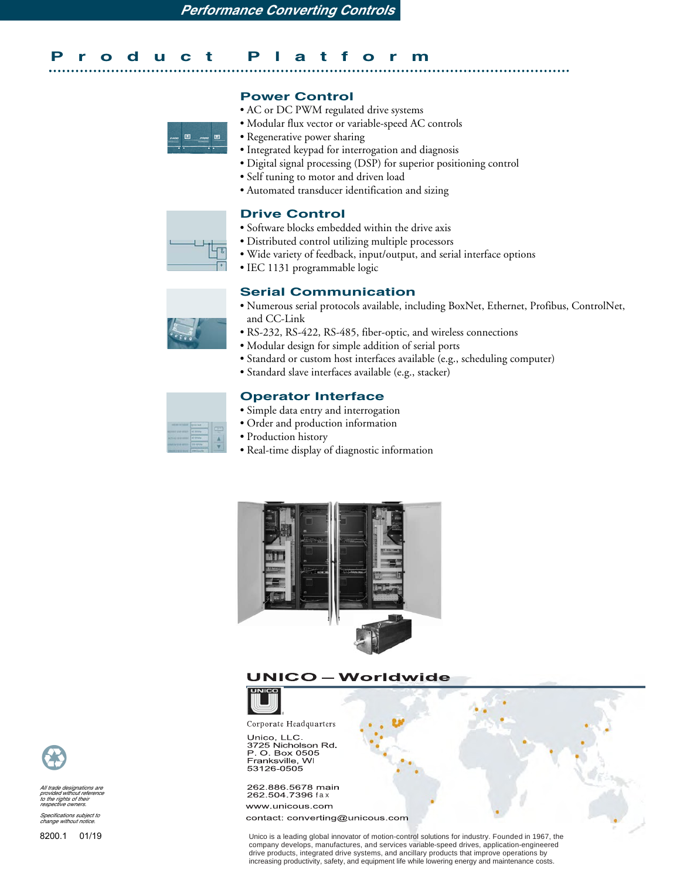## Product Platform

### Power Control

- AC or DC PWM regulated drive systems
- Modular flux vector or variable-speed AC controls
- Regenerative power sharing
- Integrated keypad for interrogation and diagnosis
- Digital signal processing (DSP) for superior positioning control
- Self tuning to motor and driven load
- Automated transducer identification and sizing

### Drive Control

- Software blocks embedded within the drive axis
- Distributed control utilizing multiple processors
- Wide variety of feedback, input/output, and serial interface options
- IEC 1131 programmable logic

### Serial Communication

- Numerous serial protocols available, including BoxNet, Ethernet, Profibus, ControlNet, and CC-Link
- RS-232, RS-422, RS-485, fiber-optic, and wireless connections
- Modular design for simple addition of serial ports
- Standard or custom host interfaces available (e.g., scheduling computer)
- Standard slave interfaces available (e.g., stacker)

### Operator Interface

- Simple data entry and interrogation
- Order and production information
- Production history
- Real-time display of diagnostic information

## UNICO — Worldwide

Corporate Headquarters

Unico, LLC.
3725 Nicholson Rd.
P. O. Box 0505
Franksville, WI
53126-0505

262.886.5678 main
262.504.7396 fax
www.unicous.com
contact: converting@unicous.com

Unico is a leading global innovator of motion-control solutions for industry. Founded in 1967, the company develops, manufactures, and services variable-speed drives, application-engineered drive products, integrated drive systems, and ancillary products that improve operations by increasing productivity, safety, and equipment life while lowering energy and maintenance costs.

*All trade designations are provided without reference to the rights of their respective owners.*

*Specifications subject to change without notice.*

8200.1 01/19